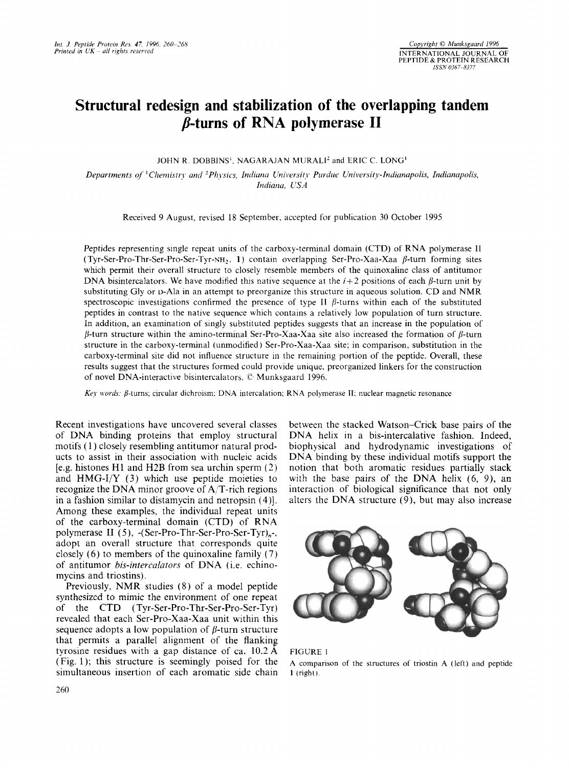# Structural redesign and stabilization of the overlapping tandem β-turns of RNA polymerase II

JOHN R. DOBBINS[1], NAGARAJAN MURALI[2] and ERIC C. LONG[1]

*Departments of [1]Chemistry and [2]Physics, Indiana University Purdue University-Indianapolis, Indianapolis, Indiana, USA*

Received 9 August, revised 18 September, accepted for publication 30 October 1995

Peptides representing single repeat units of the carboxy-terminal domain (CTD) of RNA polymerase II (Tyr-Ser-Pro-Thr-Ser-Pro-Ser-Tyr-$NH_2$, **1**) contain overlapping Ser-Pro-Xaa-Xaa β-turn forming sites which permit their overall structure to closely resemble members of the quinoxaline class of antitumor DNA bisintercalators. We have modified this native sequence at the $i+2$ positions of each β-turn unit by substituting Gly or D-Ala in an attempt to preorganize this structure in aqueous solution. CD and NMR spectroscopic investigations confirmed the presence of type II β-turns within each of the substituted peptides in contrast to the native sequence which contains a relatively low population of turn structure. In addition, an examination of singly substituted peptides suggests that an increase in the population of β-turn structure within the amino-terminal Ser-Pro-Xaa-Xaa site also increased the formation of β-turn structure in the carboxy-terminal (unmodified) Ser-Pro-Xaa-Xaa site; in comparison, substitution in the carboxy-terminal site did not influence structure in the remaining portion of the peptide. Overall, these results suggest that the structures formed could provide unique, preorganized linkers for the construction of novel DNA-interactive bisintercalators. © Munksgaard 1996.

*Key words:* β-turns; circular dichroism; DNA intercalation; RNA polymerase II; nuclear magnetic resonance

Recent investigations have uncovered several classes of DNA binding proteins that employ structural motifs (1) closely resembling antitumor natural products to assist in their association with nucleic acids [e.g. histones H1 and H2B from sea urchin sperm (2) and HMG-I/Y (3) which use peptide moieties to recognize the DNA minor groove of A/T-rich regions in a fashion similar to distamycin and netropsin (4)]. Among these examples, the individual repeat units of the carboxy-terminal domain (CTD) of RNA polymerase II (5), -(Ser-Pro-Thr-Ser-Pro-Ser-Tyr)$_n$-, adopt an overall structure that corresponds quite closely (6) to members of the quinoxaline family (7) of antitumor *bis-intercalators* of DNA (i.e. echinomycins and triostins).

Previously, NMR studies (8) of a model peptide synthesized to mimic the environment of one repeat of the CTD (Tyr-Ser-Pro-Thr-Ser-Pro-Ser-Tyr) revealed that each Ser-Pro-Xaa-Xaa unit within this sequence adopts a low population of β-turn structure that permits a parallel alignment of the flanking tyrosine residues with a gap distance of ca. 10.2 Å (Fig. 1); this structure is seemingly poised for the simultaneous insertion of each aromatic side chain between the stacked Watson–Crick base pairs of the DNA helix in a bis-intercalative fashion. Indeed, biophysical and hydrodynamic investigations of DNA binding by these individual motifs support the notion that both aromatic residues partially stack with the base pairs of the DNA helix (6, 9), an interaction of biological significance that not only alters the DNA structure (9), but may also increase

FIGURE 1
A comparison of the structures of triostin A (left) and peptide **1** (right).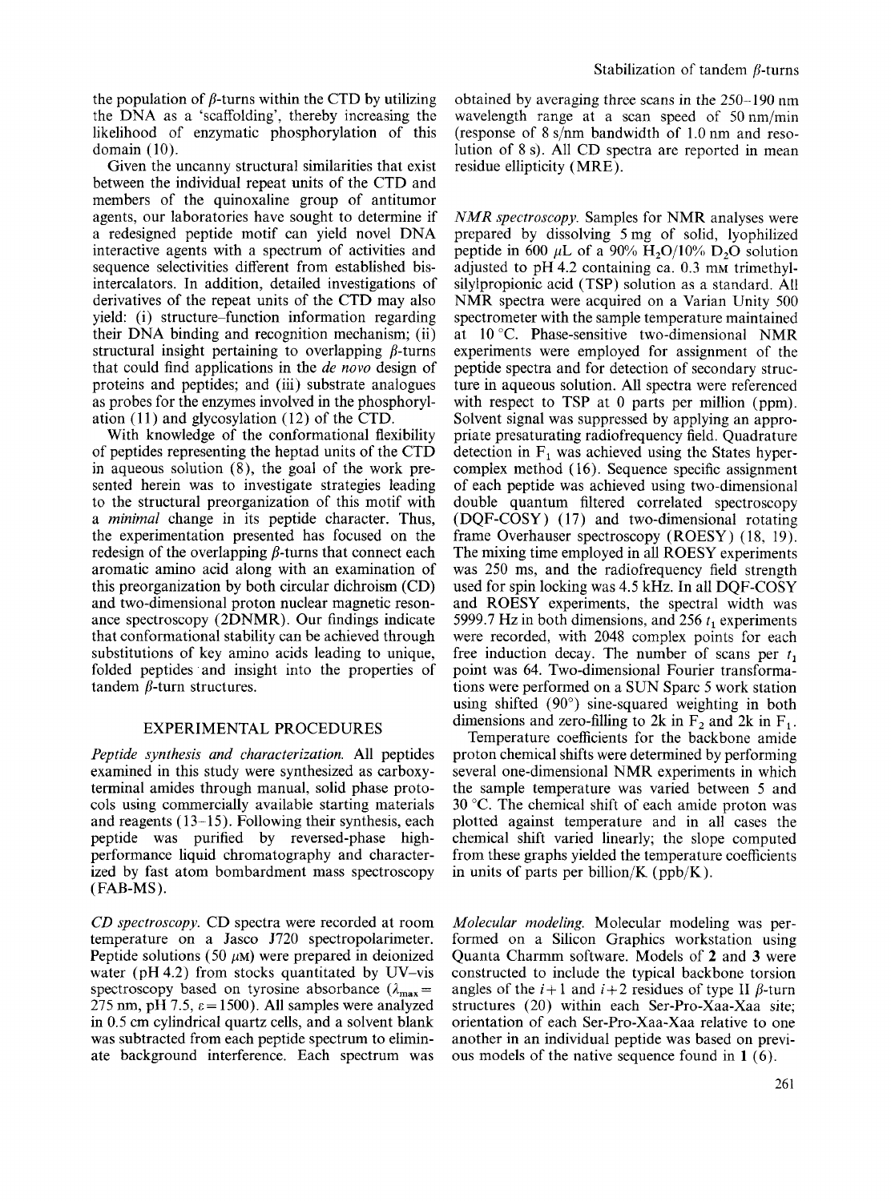the population of $\beta$-turns within the CTD by utilizing the DNA as a 'scaffolding', thereby increasing the likelihood of enzymatic phosphorylation of this domain (10).

Given the uncanny structural similarities that exist between the individual repeat units of the CTD and members of the quinoxaline group of antitumor agents, our laboratories have sought to determine if a redesigned peptide motif can yield novel DNA interactive agents with a spectrum of activities and sequence selectivities different from established bis-intercalators. In addition, detailed investigations of derivatives of the repeat units of the CTD may also yield: (i) structure–function information regarding their DNA binding and recognition mechanism; (ii) structural insight pertaining to overlapping $\beta$-turns that could find applications in the *de novo* design of proteins and peptides; and (iii) substrate analogues as probes for the enzymes involved in the phosphorylation (11) and glycosylation (12) of the CTD.

With knowledge of the conformational flexibility of peptides representing the heptad units of the CTD in aqueous solution (8), the goal of the work presented herein was to investigate strategies leading to the structural preorganization of this motif with a *minimal* change in its peptide character. Thus, the experimentation presented has focused on the redesign of the overlapping $\beta$-turns that connect each aromatic amino acid along with an examination of this preorganization by both circular dichroism (CD) and two-dimensional proton nuclear magnetic resonance spectroscopy (2DNMR). Our findings indicate that conformational stability can be achieved through substitutions of key amino acids leading to unique, folded peptides and insight into the properties of tandem $\beta$-turn structures.

## EXPERIMENTAL PROCEDURES

*Peptide synthesis and characterization.* All peptides examined in this study were synthesized as carboxy-terminal amides through manual, solid phase protocols using commercially available starting materials and reagents (13–15). Following their synthesis, each peptide was purified by reversed-phase high-performance liquid chromatography and characterized by fast atom bombardment mass spectroscopy (FAB-MS).

*CD spectroscopy.* CD spectra were recorded at room temperature on a Jasco J720 spectropolarimeter. Peptide solutions (50 $\mu$M) were prepared in deionized water (pH 4.2) from stocks quantitated by UV–vis spectroscopy based on tyrosine absorbance ($\lambda_{max}$ = 275 nm, pH 7.5, $\varepsilon$ = 1500). All samples were analyzed in 0.5 cm cylindrical quartz cells, and a solvent blank was subtracted from each peptide spectrum to eliminate background interference. Each spectrum was obtained by averaging three scans in the 250–190 nm wavelength range at a scan speed of 50 nm/min (response of 8 s/nm bandwidth of 1.0 nm and resolution of 8 s). All CD spectra are reported in mean residue ellipticity (MRE).

*NMR spectroscopy.* Samples for NMR analyses were prepared by dissolving 5 mg of solid, lyophilized peptide in 600 $\mu$L of a 90% $H_2O$/10% $D_2O$ solution adjusted to pH 4.2 containing ca. 0.3 mM trimethylsilylpropionic acid (TSP) solution as a standard. All NMR spectra were acquired on a Varian Unity 500 spectrometer with the sample temperature maintained at 10 °C. Phase-sensitive two-dimensional NMR experiments were employed for assignment of the peptide spectra and for detection of secondary structure in aqueous solution. All spectra were referenced with respect to TSP at 0 parts per million (ppm). Solvent signal was suppressed by applying an appropriate presaturating radiofrequency field. Quadrature detection in $F_1$ was achieved using the States hypercomplex method (16). Sequence specific assignment of each peptide was achieved using two-dimensional double quantum filtered correlated spectroscopy (DQF-COSY) (17) and two-dimensional rotating frame Overhauser spectroscopy (ROESY) (18, 19). The mixing time employed in all ROESY experiments was 250 ms, and the radiofrequency field strength used for spin locking was 4.5 kHz. In all DQF-COSY and ROESY experiments, the spectral width was 5999.7 Hz in both dimensions, and 256 $t_1$ experiments were recorded, with 2048 complex points for each free induction decay. The number of scans per $t_1$ point was 64. Two-dimensional Fourier transformations were performed on a SUN Sparc 5 work station using shifted (90°) sine-squared weighting in both dimensions and zero-filling to 2k in $F_2$ and 2k in $F_1$.

Temperature coefficients for the backbone amide proton chemical shifts were determined by performing several one-dimensional NMR experiments in which the sample temperature was varied between 5 and 30 °C. The chemical shift of each amide proton was plotted against temperature and in all cases the chemical shift varied linearly; the slope computed from these graphs yielded the temperature coefficients in units of parts per billion/K (ppb/K).

*Molecular modeling.* Molecular modeling was performed on a Silicon Graphics workstation using Quanta Charmm software. Models of **2** and **3** were constructed to include the typical backbone torsion angles of the $i+1$ and $i+2$ residues of type II $\beta$-turn structures (20) within each Ser-Pro-Xaa-Xaa site; orientation of each Ser-Pro-Xaa-Xaa relative to one another in an individual peptide was based on previous models of the native sequence found in **1** (6).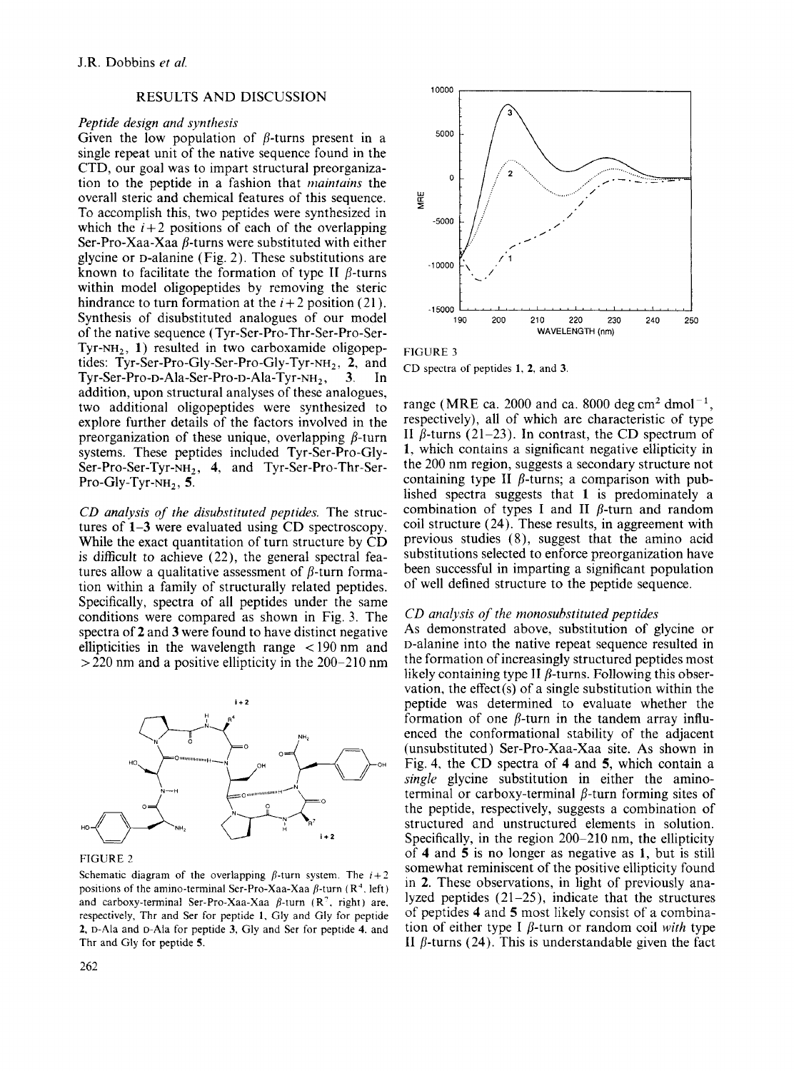## RESULTS AND DISCUSSION

### Peptide design and synthesis

Given the low population of β-turns present in a single repeat unit of the native sequence found in the CTD, our goal was to impart structural preorganization to the peptide in a fashion that *maintains* the overall steric and chemical features of this sequence. To accomplish this, two peptides were synthesized in which the $i+2$ positions of each of the overlapping Ser-Pro-Xaa-Xaa β-turns were substituted with either glycine or D-alanine (Fig. 2). These substitutions are known to facilitate the formation of type II β-turns within model oligopeptides by removing the steric hindrance to turn formation at the $i+2$ position (21). Synthesis of disubstituted analogues of our model of the native sequence (Tyr-Ser-Pro-Thr-Ser-Pro-Ser-Tyr-$NH_2$, **1**) resulted in two carboxamide oligopeptides: Tyr-Ser-Pro-Gly-Ser-Pro-Gly-Tyr-$NH_2$, **2**, and Tyr-Ser-Pro-D-Ala-Ser-Pro-D-Ala-Tyr-$NH_2$, **3**. In addition, upon structural analyses of these analogues, two additional oligopeptides were synthesized to explore further details of the factors involved in the preorganization of these unique, overlapping β-turn systems. These peptides included Tyr-Ser-Pro-Gly-Ser-Pro-Ser-Tyr-$NH_2$, **4**, and Tyr-Ser-Pro-Thr-Ser-Pro-Gly-Tyr-$NH_2$, **5**.

*CD analysis of the disubstituted peptides.* The structures of **1**–**3** were evaluated using CD spectroscopy. While the exact quantitation of turn structure by CD is difficult to achieve (22), the general spectral features allow a qualitative assessment of β-turn formation within a family of structurally related peptides. Specifically, spectra of all peptides under the same conditions were compared as shown in Fig. 3. The spectra of **2** and **3** were found to have distinct negative ellipticities in the wavelength range < 190 nm and > 220 nm and a positive ellipticity in the 200–210 nm

FIGURE 2

Schematic diagram of the overlapping β-turn system. The $i+2$ positions of the amino-terminal Ser-Pro-Xaa-Xaa β-turn ($R^4$, left) and carboxy-terminal Ser-Pro-Xaa-Xaa β-turn ($R^7$, right) are, respectively, Thr and Ser for peptide **1**, Gly and Gly for peptide **2**, D-Ala and D-Ala for peptide **3**, Gly and Ser for peptide **4**, and Thr and Gly for peptide **5**.

FIGURE 3

CD spectra of peptides **1**, **2**, and **3**.

range (MRE ca. 2000 and ca. 8000 deg $cm^2$ $dmol^{-1}$, respectively), all of which are characteristic of type II β-turns (21–23). In contrast, the CD spectrum of **1**, which contains a significant negative ellipticity in the 200 nm region, suggests a secondary structure not containing type II β-turns; a comparison with published spectra suggests that **1** is predominately a combination of types I and II β-turn and random coil structure (24). These results, in aggreement with previous studies (8), suggest that the amino acid substitutions selected to enforce preorganization have been successful in imparting a significant population of well defined structure to the peptide sequence.

### CD analysis of the monosubstituted peptides

As demonstrated above, substitution of glycine or D-alanine into the native repeat sequence resulted in the formation of increasingly structured peptides most likely containing type II β-turns. Following this observation, the effect(s) of a single substitution within the peptide was determined to evaluate whether the formation of one β-turn in the tandem array influenced the conformational stability of the adjacent (unsubstituted) Ser-Pro-Xaa-Xaa site. As shown in Fig. 4, the CD spectra of **4** and **5**, which contain a *single* glycine substitution in either the amino-terminal or carboxy-terminal β-turn forming sites of the peptide, respectively, suggests a combination of structured and unstructured elements in solution. Specifically, in the region 200–210 nm, the ellipticity of **4** and **5** is no longer as negative as **1**, but is still somewhat reminiscent of the positive ellipticity found in **2**. These observations, in light of previously analyzed peptides (21–25), indicate that the structures of peptides **4** and **5** most likely consist of a combination of either type I β-turn or random coil *with* type II β-turns (24). This is understandable given the fact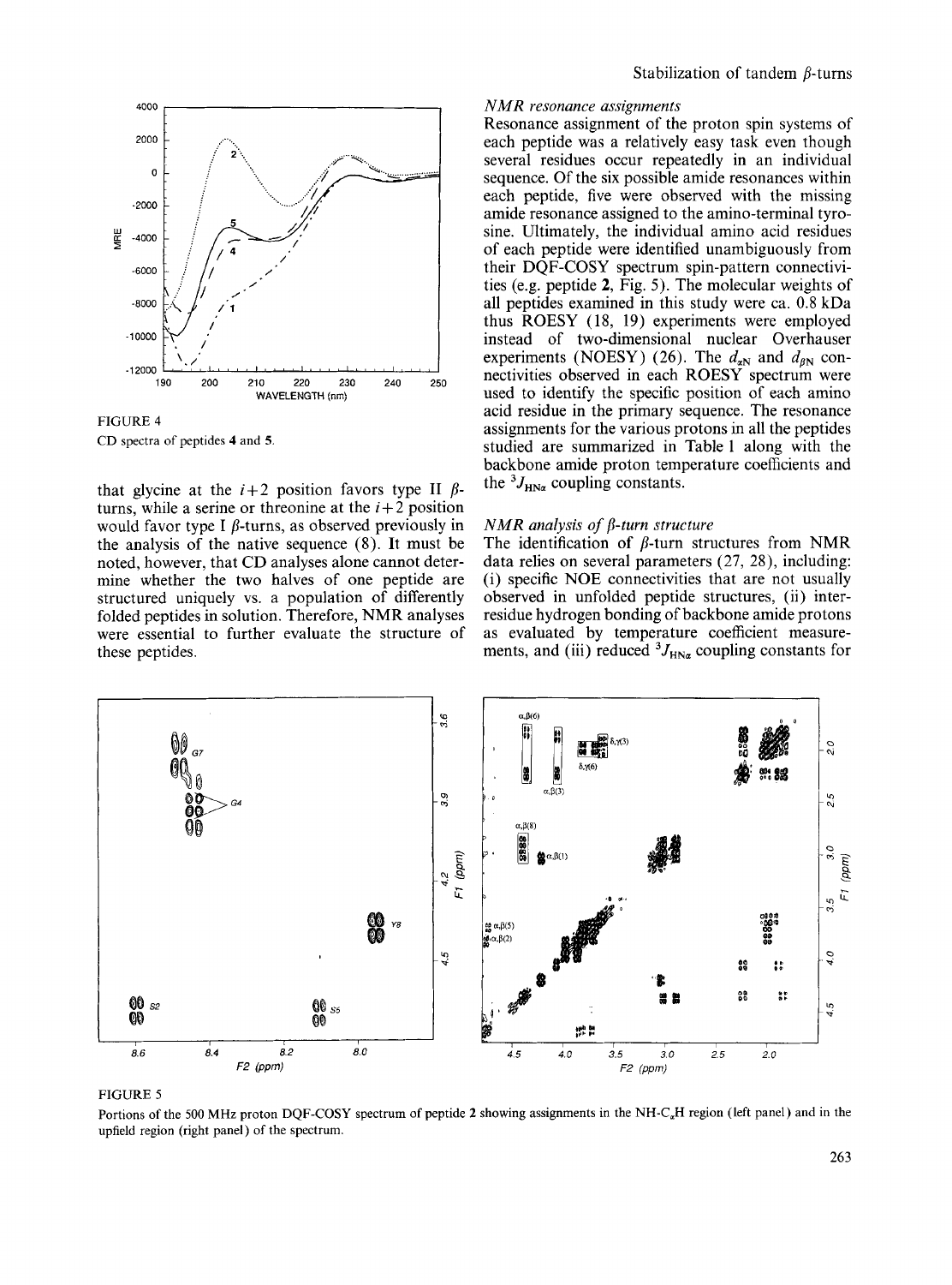FIGURE 4

CD spectra of peptides **4** and **5**.

that glycine at the $i+2$ position favors type II $\beta$-turns, while a serine or threonine at the $i+2$ position would favor type I $\beta$-turns, as observed previously in the analysis of the native sequence (8). It must be noted, however, that CD analyses alone cannot determine whether the two halves of one peptide are structured uniquely vs. a population of differently folded peptides in solution. Therefore, NMR analyses were essential to further evaluate the structure of these peptides.

*NMR resonance assignments*

Resonance assignment of the proton spin systems of each peptide was a relatively easy task even though several residues occur repeatedly in an individual sequence. Of the six possible amide resonances within each peptide, five were observed with the missing amide resonance assigned to the amino-terminal tyrosine. Ultimately, the individual amino acid residues of each peptide were identified unambiguously from their DQF-COSY spectrum spin-pattern connectivities (e.g. peptide **2**, Fig. 5). The molecular weights of all peptides examined in this study were ca. 0.8 kDa thus ROESY (18, 19) experiments were employed instead of two-dimensional nuclear Overhauser experiments (NOESY) (26). The $d_{\alpha N}$ and $d_{\beta N}$ connectivities observed in each ROESY spectrum were used to identify the specific position of each amino acid residue in the primary sequence. The resonance assignments for the various protons in all the peptides studied are summarized in Table 1 along with the backbone amide proton temperature coefficients and the $^3J_{HN\alpha}$ coupling constants.

*NMR analysis of $\beta$-turn structure*

The identification of $\beta$-turn structures from NMR data relies on several parameters (27, 28), including: (i) specific NOE connectivities that are not usually observed in unfolded peptide structures, (ii) interresidue hydrogen bonding of backbone amide protons as evaluated by temperature coefficient measurements, and (iii) reduced $^3J_{HN\alpha}$ coupling constants for

FIGURE 5

Portions of the 500 MHz proton DQF-COSY spectrum of peptide **2** showing assignments in the NH-$C_\alpha$H region (left panel) and in the upfield region (right panel) of the spectrum.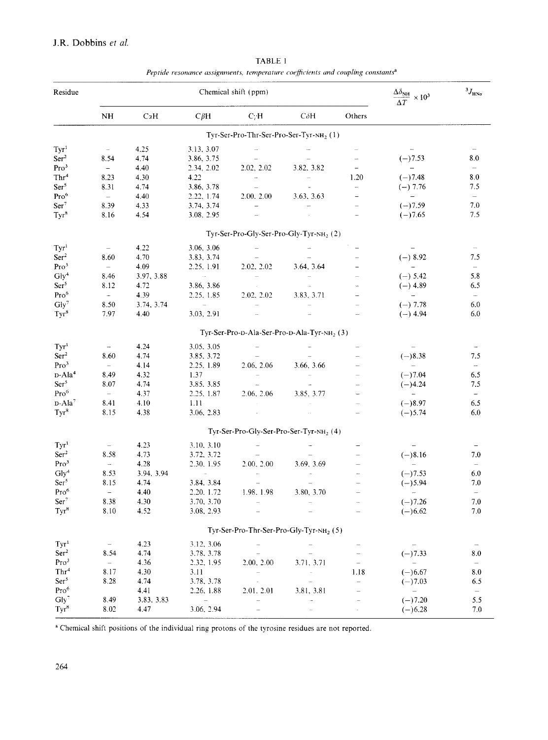TABLE 1

*Peptide resonance assignments, temperature coefficients and coupling constants*[a]

| Residue | Chemical shift (ppm) | | | | | | $\frac{\Delta\delta_{NH}}{\Delta T} \times 10^3$ | $^3J_{HN\alpha}$ |
|---|---|---|---|---|---|---|---|---|
| | NH | CαH | CβH | CγH | CδH | Others | | |
| **Tyr-Ser-Pro-Thr-Ser-Pro-Ser-Tyr-NH$_2$ (1)** | | | | | | | | |
| Tyr[1] | – | 4.25 | 3.13, 3.07 | – | – | – | – | – |
| Ser[2] | 8.54 | 4.74 | 3.86, 3.75 | – | – | – | (−)7.53 | 8.0 |
| Pro[3] | – | 4.40 | 2.34, 2.02 | 2.02, 2.02 | 3.82, 3.82 | – | – | – |
| Thr[4] | 8.23 | 4.30 | 4.22 | – | – | 1.20 | (−)7.48 | 8.0 |
| Ser[5] | 8.31 | 4.74 | 3.86, 3.78 | – | – | – | (−) 7.76 | 7.5 |
| Pro[6] | – | 4.40 | 2.22, 1.74 | 2.00, 2.00 | 3.63, 3.63 | – | – | – |
| Ser[7] | 8.39 | 4.33 | 3.74, 3.74 | – | – | – | (−)7.59 | 7.0 |
| Tyr[8] | 8.16 | 4.54 | 3.08, 2.95 | – | – | – | (−)7.65 | 7.5 |
| **Tyr-Ser-Pro-Gly-Ser-Pro-Gly-Tyr-NH$_2$ (2)** | | | | | | | | |
| Tyr[1] | – | 4.22 | 3.06, 3.06 | – | – | – | – | – |
| Ser[2] | 8.60 | 4.70 | 3.83, 3.74 | – | – | – | (−) 8.92 | 7.5 |
| Pro[3] | – | 4.09 | 2.25, 1.91 | 2.02, 2.02 | 3.64, 3.64 | – | – | – |
| Gly[4] | 8.46 | 3.97, 3.88 | – | – | – | – | (−) 5.42 | 5.8 |
| Ser[5] | 8.12 | 4.72 | 3.86, 3.86 | – | – | – | (−) 4.89 | 6.5 |
| Pro[6] | – | 4.39 | 2.25, 1.85 | 2.02, 2.02 | 3.83, 3.71 | – | – | – |
| Gly[7] | 8.50 | 3.74, 3.74 | – | – | – | – | (−) 7.78 | 6.0 |
| Tyr[8] | 7.97 | 4.40 | 3.03, 2.91 | – | – | – | (−) 4.94 | 6.0 |
| **Tyr-Ser-Pro-D-Ala-Ser-Pro-D-Ala-Tyr-NH$_2$ (3)** | | | | | | | | |
| Tyr[1] | – | 4.24 | 3.05, 3.05 | – | – | – | – | – |
| Ser[2] | 8.60 | 4.74 | 3.85, 3.72 | – | – | – | (−)8.38 | 7.5 |
| Pro[3] | – | 4.14 | 2.25, 1.89 | 2.06, 2.06 | 3.66, 3.66 | – | – | – |
| D-Ala[4] | 8.49 | 4.32 | 1.37 | – | – | – | (−)7.04 | 6.5 |
| Ser[5] | 8.07 | 4.74 | 3.85, 3.85 | – | – | – | (−)4.24 | 7.5 |
| Pro[6] | – | 4.37 | 2.25, 1.87 | 2.06, 2.06 | 3.85, 3.77 | – | – | – |
| D-Ala[7] | 8.41 | 4.10 | 1.11 | – | – | – | (−)8.97 | 6.5 |
| Tyr[8] | 8.15 | 4.38 | 3.06, 2.83 | – | – | – | (−)5.74 | 6.0 |
| **Tyr-Ser-Pro-Gly-Ser-Pro-Ser-Tyr-NH$_2$ (4)** | | | | | | | | |
| Tyr[1] | – | 4.23 | 3.10, 3.10 | – | – | – | – | – |
| Ser[2] | 8.58 | 4.73 | 3.72, 3.72 | – | – | – | (−)8.16 | 7.0 |
| Pro[3] | – | 4.28 | 2.30, 1.95 | 2.00, 2.00 | 3.69, 3.69 | – | – | – |
| Gly[4] | 8.53 | 3.94, 3.94 | – | – | – | – | (−)7.53 | 6.0 |
| Ser[5] | 8.15 | 4.74 | 3.84, 3.84 | – | – | – | (−)5.94 | 7.0 |
| Pro[6] | – | 4.40 | 2.20, 1.72 | 1.98, 1.98 | 3.80, 3.70 | – | – | – |
| Ser[7] | 8.38 | 4.30 | 3.70, 3.70 | – | – | – | (−)7.26 | 7.0 |
| Tyr[8] | 8.10 | 4.52 | 3.08, 2.93 | – | – | – | (−)6.62 | 7.0 |
| **Tyr-Ser-Pro-Thr-Ser-Pro-Gly-Tyr-NH$_2$ (5)** | | | | | | | | |
| Tyr[1] | – | 4.23 | 3.12, 3.06 | – | – | – | – | – |
| Ser[2] | 8.54 | 4.74 | 3.78, 3.78 | – | – | – | (−)7.33 | 8.0 |
| Pro[3] | – | 4.36 | 2.32, 1.95 | 2.00, 2.00 | 3.71, 3.71 | – | – | – |
| Thr[4] | 8.17 | 4.30 | 3.11 | – | – | 1.18 | (−)6.67 | 8.0 |
| Ser[5] | 8.28 | 4.74 | 3.78, 3.78 | – | – | – | (−)7.03 | 6.5 |
| Pro[6] | | 4.41 | 2.26, 1.88 | 2.01, 2.01 | 3.81, 3.81 | – | – | – |
| Gly[7] | 8.49 | 3.83, 3.83 | – | – | – | – | (−)7.20 | 5.5 |
| Tyr[8] | 8.02 | 4.47 | 3.06, 2.94 | – | – | – | (−)6.28 | 7.0 |

[a] Chemical shift positions of the individual ring protons of the tyrosine residues are not reported.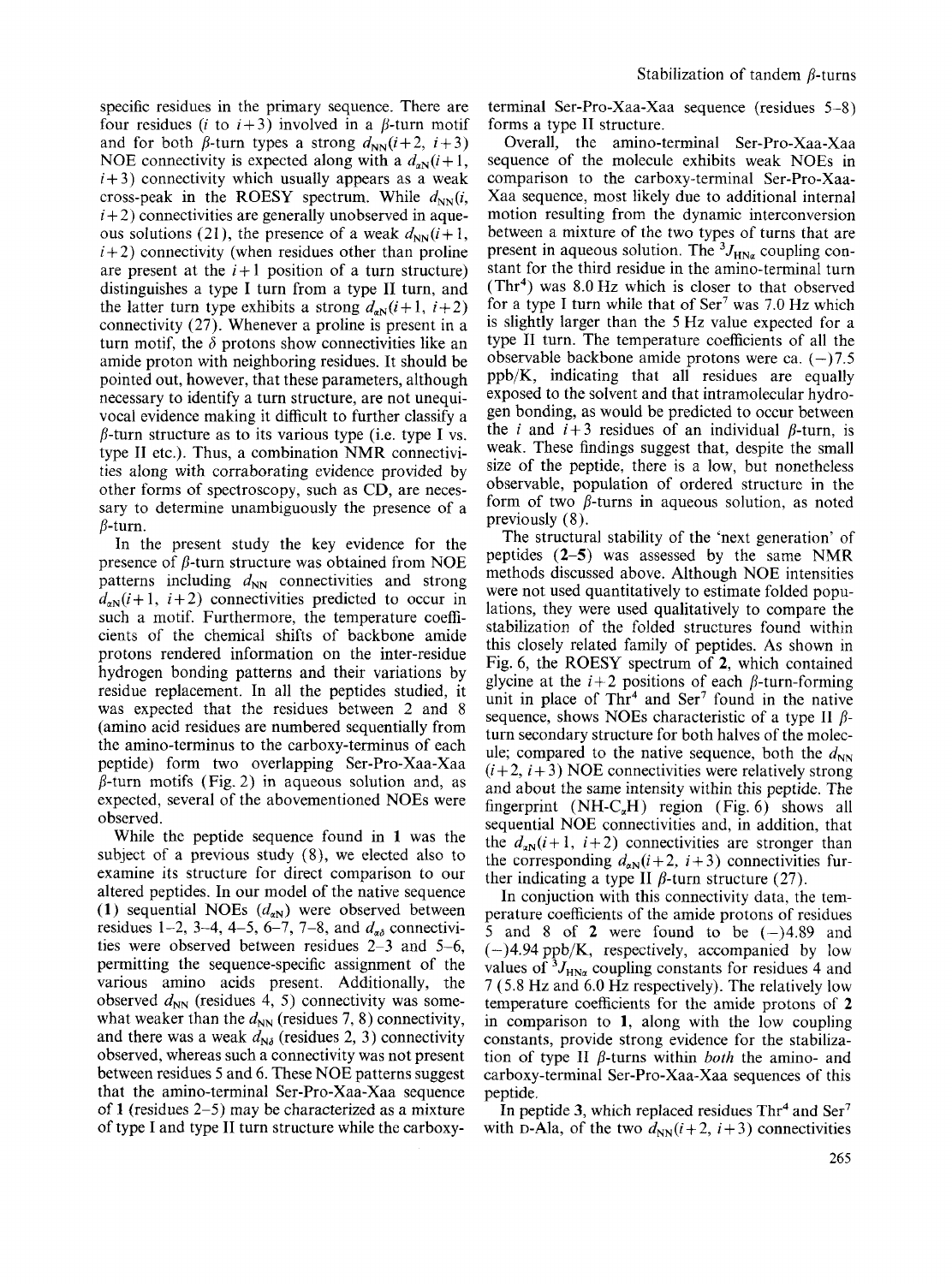specific residues in the primary sequence. There are four residues ($i$ to $i+3$) involved in a $\beta$-turn motif and for both $\beta$-turn types a strong $d_{NN}(i+2, i+3)$ NOE connectivity is expected along with a $d_{\alpha N}(i+1, i+3)$ connectivity which usually appears as a weak cross-peak in the ROESY spectrum. While $d_{NN}(i, i+2)$ connectivities are generally unobserved in aqueous solutions (21), the presence of a weak $d_{NN}(i+1, i+2)$ connectivity (when residues other than proline are present at the $i+1$ position of a turn structure) distinguishes a type I turn from a type II turn, and the latter turn type exhibits a strong $d_{\alpha N}(i+1, i+2)$ connectivity (27). Whenever a proline is present in a turn motif, the $\delta$ protons show connectivities like an amide proton with neighboring residues. It should be pointed out, however, that these parameters, although necessary to identify a turn structure, are not unequivocal evidence making it difficult to further classify a $\beta$-turn structure as to its various type (i.e. type I vs. type II etc.). Thus, a combination NMR connectivities along with corraborating evidence provided by other forms of spectroscopy, such as CD, are necessary to determine unambiguously the presence of a $\beta$-turn.

In the present study the key evidence for the presence of $\beta$-turn structure was obtained from NOE patterns including $d_{NN}$ connectivities and strong $d_{\alpha N}(i+1, i+2)$ connectivities predicted to occur in such a motif. Furthermore, the temperature coefficients of the chemical shifts of backbone amide protons rendered information on the inter-residue hydrogen bonding patterns and their variations by residue replacement. In all the peptides studied, it was expected that the residues between 2 and 8 (amino acid residues are numbered sequentially from the amino-terminus to the carboxy-terminus of each peptide) form two overlapping Ser-Pro-Xaa-Xaa $\beta$-turn motifs (Fig. 2) in aqueous solution and, as expected, several of the abovementioned NOEs were observed.

While the peptide sequence found in **1** was the subject of a previous study (8), we elected also to examine its structure for direct comparison to our altered peptides. In our model of the native sequence (**1**) sequential NOEs ($d_{\alpha N}$) were observed between residues 1–2, 3–4, 4–5, 6–7, 7–8, and $d_{\alpha\delta}$ connectivities were observed between residues 2–3 and 5–6, permitting the sequence-specific assignment of the various amino acids present. Additionally, the observed $d_{NN}$ (residues 4, 5) connectivity was somewhat weaker than the $d_{NN}$ (residues 7, 8) connectivity, and there was a weak $d_{N\delta}$ (residues 2, 3) connectivity observed, whereas such a connectivity was not present between residues 5 and 6. These NOE patterns suggest that the amino-terminal Ser-Pro-Xaa-Xaa sequence of **1** (residues 2–5) may be characterized as a mixture of type I and type II turn structure while the carboxy-terminal Ser-Pro-Xaa-Xaa sequence (residues 5–8) forms a type II structure.

Overall, the amino-terminal Ser-Pro-Xaa-Xaa sequence of the molecule exhibits weak NOEs in comparison to the carboxy-terminal Ser-Pro-Xaa-Xaa sequence, most likely due to additional internal motion resulting from the dynamic interconversion between a mixture of the two types of turns that are present in aqueous solution. The $^3J_{HN\alpha}$ coupling constant for the third residue in the amino-terminal turn (Thr[4]) was 8.0 Hz which is closer to that observed for a type I turn while that of Ser[7] was 7.0 Hz which is slightly larger than the 5 Hz value expected for a type II turn. The temperature coefficients of all the observable backbone amide protons were ca. (−)7.5 ppb/K, indicating that all residues are equally exposed to the solvent and that intramolecular hydrogen bonding, as would be predicted to occur between the $i$ and $i+3$ residues of an individual $\beta$-turn, is weak. These findings suggest that, despite the small size of the peptide, there is a low, but nonetheless observable, population of ordered structure in the form of two $\beta$-turns in aqueous solution, as noted previously (8).

The structural stability of the 'next generation' of peptides (**2**–**5**) was assessed by the same NMR methods discussed above. Although NOE intensities were not used quantitatively to estimate folded populations, they were used qualitatively to compare the stabilization of the folded structures found within this closely related family of peptides. As shown in Fig. 6, the ROESY spectrum of **2**, which contained glycine at the $i+2$ positions of each $\beta$-turn-forming unit in place of Thr[4] and Ser[7] found in the native sequence, shows NOEs characteristic of a type II $\beta$-turn secondary structure for both halves of the molecule; compared to the native sequence, both the $d_{NN}(i+2, i+3)$ NOE connectivities were relatively strong and about the same intensity within this peptide. The fingerprint (NH-$C_\alpha$H) region (Fig. 6) shows all sequential NOE connectivities and, in addition, that the $d_{\alpha N}(i+1, i+2)$ connectivities are stronger than the corresponding $d_{\alpha N}(i+2, i+3)$ connectivities further indicating a type II $\beta$-turn structure (27).

In conjuction with this connectivity data, the temperature coefficients of the amide protons of residues 5 and 8 of **2** were found to be (−)4.89 and (−)4.94 ppb/K, respectively, accompanied by low values of $^3J_{HN\alpha}$ coupling constants for residues 4 and 7 (5.8 Hz and 6.0 Hz respectively). The relatively low temperature coefficients for the amide protons of **2** in comparison to **1**, along with the low coupling constants, provide strong evidence for the stabilization of type II $\beta$-turns within *both* the amino- and carboxy-terminal Ser-Pro-Xaa-Xaa sequences of this peptide.

In peptide **3**, which replaced residues Thr[4] and Ser[7] with D-Ala, of the two $d_{NN}(i+2, i+3)$ connectivities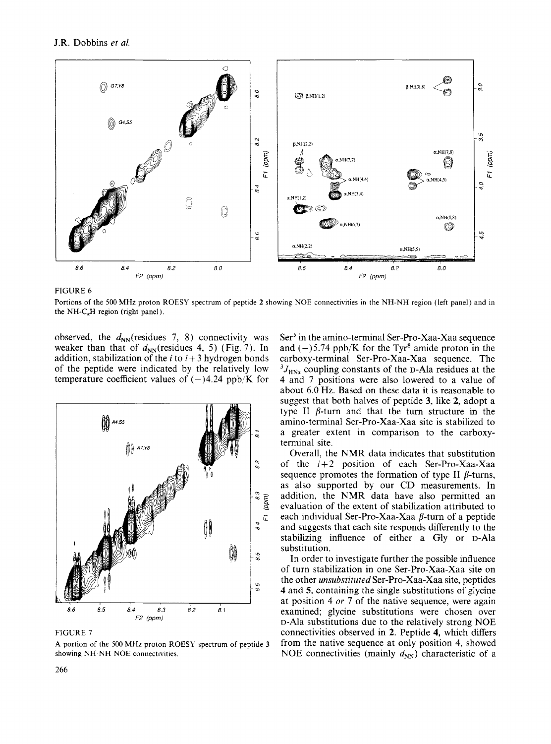FIGURE 6

Portions of the 500 MHz proton ROESY spectrum of peptide **2** showing NOE connectivities in the NH-NH region (left panel) and in the NH-$C_\alpha$H region (right panel).

FIGURE 7

A portion of the 500 MHz proton ROESY spectrum of peptide **3** showing NH-NH NOE connectivities.

observed, the $d_{NN}$(residues 7, 8) connectivity was weaker than that of $d_{NN}$(residues 4, 5) (Fig. 7). In addition, stabilization of the $i$ to $i+3$ hydrogen bonds of the peptide were indicated by the relatively low temperature coefficient values of (−)4.24 ppb/K for Ser[5] in the amino-terminal Ser-Pro-Xaa-Xaa sequence and (−)5.74 ppb/K for the Tyr[8] amide proton in the carboxy-terminal Ser-Pro-Xaa-Xaa sequence. The $^3J_{HN\alpha}$ coupling constants of the D-Ala residues at the 4 and 7 positions were also lowered to a value of about 6.0 Hz. Based on these data it is reasonable to suggest that both halves of peptide **3**, like **2**, adopt a type II β-turn and that the turn structure in the amino-terminal Ser-Pro-Xaa-Xaa site is stabilized to a greater extent in comparison to the carboxy-terminal site.

Overall, the NMR data indicates that substitution of the $i+2$ position of each Ser-Pro-Xaa-Xaa sequence promotes the formation of type II β-turns, as also supported by our CD measurements. In addition, the NMR data have also permitted an evaluation of the extent of stabilization attributed to each individual Ser-Pro-Xaa-Xaa β-turn of a peptide and suggests that each site responds differently to the stabilizing influence of either a Gly or D-Ala substitution.

In order to investigate further the possible influence of turn stabilization in one Ser-Pro-Xaa-Xaa site on the other *unsubstituted* Ser-Pro-Xaa-Xaa site, peptides **4** and **5**, containing the single substitutions of glycine at position 4 *or* 7 of the native sequence, were again examined; glycine substitutions were chosen over D-Ala substitutions due to the relatively strong NOE connectivities observed in **2**. Peptide **4**, which differs from the native sequence at only position 4, showed NOE connectivities (mainly $d_{NN}$) characteristic of a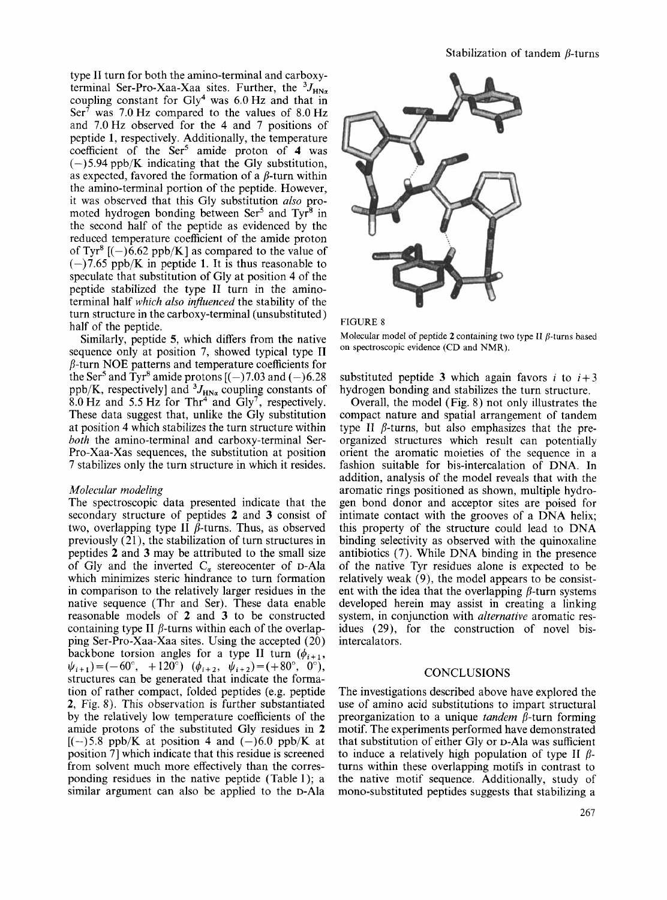type II turn for both the amino-terminal and carboxy-terminal Ser-Pro-Xaa-Xaa sites. Further, the ${}^3J_{HN\alpha}$ coupling constant for Gly[4] was 6.0 Hz and that in Ser[7] was 7.0 Hz compared to the values of 8.0 Hz and 7.0 Hz observed for the 4 and 7 positions of peptide **1**, respectively. Additionally, the temperature coefficient of the Ser[5] amide proton of **4** was (−)5.94 ppb/K indicating that the Gly substitution, as expected, favored the formation of a $\beta$-turn within the amino-terminal portion of the peptide. However, it was observed that this Gly substitution *also* promoted hydrogen bonding between Ser[5] and Tyr[8] in the second half of the peptide as evidenced by the reduced temperature coefficient of the amide proton of Tyr[8] [(−)6.62 ppb/K] as compared to the value of (−)7.65 ppb/K in peptide **1**. It is thus reasonable to speculate that substitution of Gly at position 4 of the peptide stabilized the type II turn in the amino-terminal half *which also influenced* the stability of the turn structure in the carboxy-terminal (unsubstituted) half of the peptide.

Similarly, peptide **5**, which differs from the native sequence only at position 7, showed typical type II $\beta$-turn NOE patterns and temperature coefficients for the Ser[5] and Tyr[8] amide protons [(−)7.03 and (−)6.28 ppb/K, respectively] and ${}^3J_{HN\alpha}$ coupling constants of 8.0 Hz and 5.5 Hz for Thr[4] and Gly[7], respectively. These data suggest that, unlike the Gly substitution at position 4 which stabilizes the turn structure within *both* the amino-terminal and carboxy-terminal Ser-Pro-Xaa-Xas sequences, the substitution at position 7 stabilizes only the turn structure in which it resides.

*Molecular modeling*

The spectroscopic data presented indicate that the secondary structure of peptides **2** and **3** consist of two, overlapping type II $\beta$-turns. Thus, as observed previously (21), the stabilization of turn structures in peptides **2** and **3** may be attributed to the small size of Gly and the inverted $C_\alpha$ stereocenter of D-Ala which minimizes steric hindrance to turn formation in comparison to the relatively larger residues in the native sequence (Thr and Ser). These data enable reasonable models of **2** and **3** to be constructed containing type II $\beta$-turns within each of the overlapping Ser-Pro-Xaa-Xaa sites. Using the accepted (20) backbone torsion angles for a type II turn ($\phi_{i+1}$, $\psi_{i+1}$) = (−60°, +120°) ($\phi_{i+2}$, $\psi_{i+2}$) = (+80°, 0°), structures can be generated that indicate the formation of rather compact, folded peptides (e.g. peptide **2**, Fig. 8). This observation is further substantiated by the relatively low temperature coefficients of the amide protons of the substituted Gly residues in **2** [(−)5.8 ppb/K at position 4 and (−)6.0 ppb/K at position 7] which indicate that this residue is screened from solvent much more effectively than the corresponding residues in the native peptide (Table 1); a similar argument can also be applied to the D-Ala substituted peptide **3** which again favors $i$ to $i+3$ hydrogen bonding and stabilizes the turn structure.

FIGURE 8

Molecular model of peptide **2** containing two type II $\beta$-turns based on spectroscopic evidence (CD and NMR).

Overall, the model (Fig. 8) not only illustrates the compact nature and spatial arrangement of tandem type II $\beta$-turns, but also emphasizes that the preorganized structures which result can potentially orient the aromatic moieties of the sequence in a fashion suitable for bis-intercalation of DNA. In addition, analysis of the model reveals that with the aromatic rings positioned as shown, multiple hydrogen bond donor and acceptor sites are poised for intimate contact with the grooves of a DNA helix; this property of the structure could lead to DNA binding selectivity as observed with the quinoxaline antibiotics (7). While DNA binding in the presence of the native Tyr residues alone is expected to be relatively weak (9), the model appears to be consistent with the idea that the overlapping $\beta$-turn systems developed herein may assist in creating a linking system, in conjunction with *alternative* aromatic residues (29), for the construction of novel bis-intercalators.

## CONCLUSIONS

The investigations described above have explored the use of amino acid substitutions to impart structural preorganization to a unique *tandem* $\beta$-turn forming motif. The experiments performed have demonstrated that substitution of either Gly or D-Ala was sufficient to induce a relatively high population of type II $\beta$-turns within these overlapping motifs in contrast to the native motif sequence. Additionally, study of mono-substituted peptides suggests that stabilizing a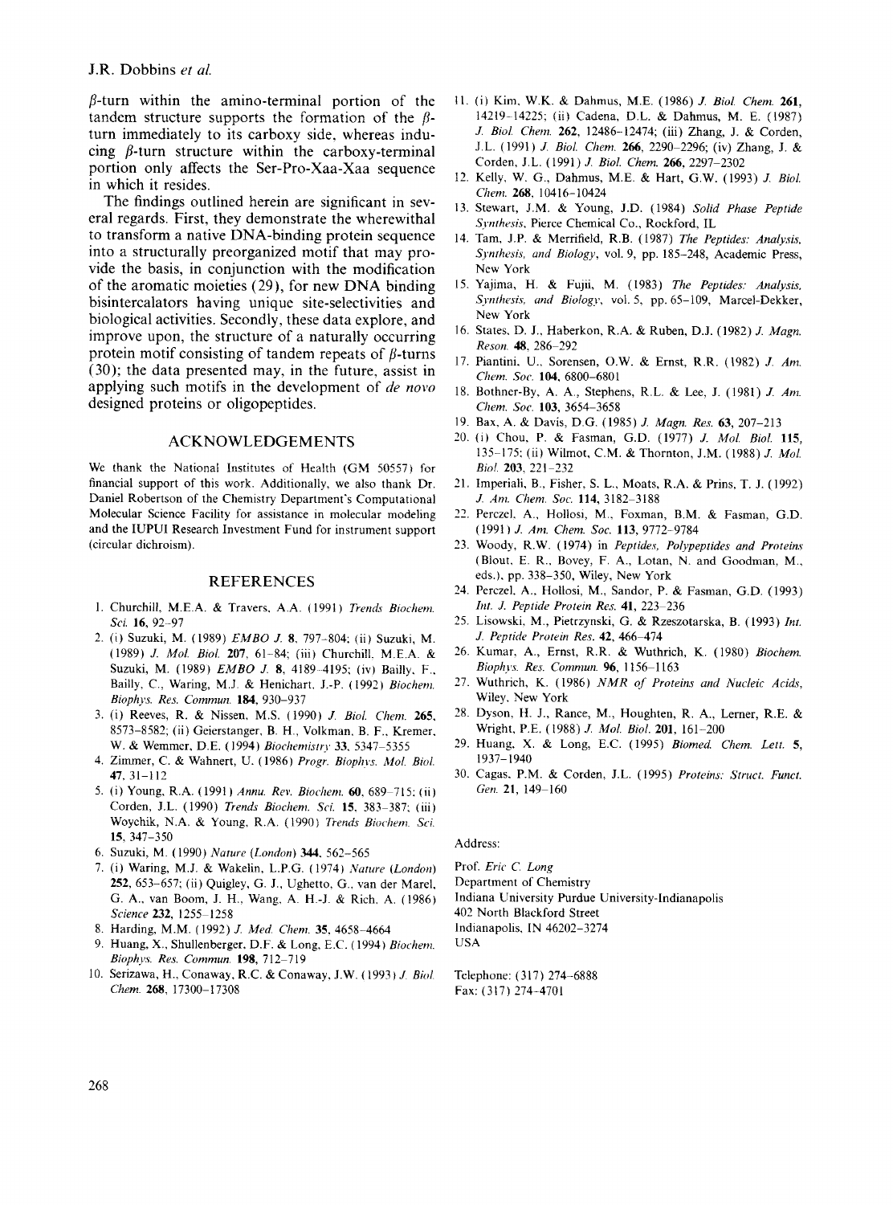*β*-turn within the amino-terminal portion of the tandem structure supports the formation of the *β*-turn immediately to its carboxy side, whereas inducing *β*-turn structure within the carboxy-terminal portion only affects the Ser-Pro-Xaa-Xaa sequence in which it resides.

The findings outlined herein are significant in several regards. First, they demonstrate the wherewithal to transform a native DNA-binding protein sequence into a structurally preorganized motif that may provide the basis, in conjunction with the modification of the aromatic moieties (29), for new DNA binding bisintercalators having unique site-selectivities and biological activities. Secondly, these data explore, and improve upon, the structure of a naturally occurring protein motif consisting of tandem repeats of *β*-turns (30); the data presented may, in the future, assist in applying such motifs in the development of *de novo* designed proteins or oligopeptides.

## ACKNOWLEDGEMENTS

We thank the National Institutes of Health (GM 50557) for financial support of this work. Additionally, we also thank Dr. Daniel Robertson of the Chemistry Department's Computational Molecular Science Facility for assistance in molecular modeling and the IUPUI Research Investment Fund for instrument support (circular dichroism).

## REFERENCES

1. Churchill, M.E.A. & Travers, A.A. (1991) *Trends Biochem. Sci.* **16**, 92–97
2. (i) Suzuki, M. (1989) *EMBO J.* **8**, 797–804; (ii) Suzuki, M. (1989) *J. Mol. Biol.* **207**, 61–84; (iii) Churchill, M.E.A. & Suzuki, M. (1989) *EMBO J.* **8**, 4189–4195; (iv) Bailly, F., Bailly, C., Waring, M.J. & Henichart, J.-P. (1992) *Biochem. Biophys. Res. Commun.* **184**, 930–937
3. (i) Reeves, R. & Nissen, M.S. (1990) *J. Biol. Chem.* **265**, 8573–8582; (ii) Geierstanger, B. H., Volkman, B. F., Kremer, W. & Wemmer, D.E. (1994) *Biochemistry* **33**, 5347–5355
4. Zimmer, C. & Wahnert, U. (1986) *Progr. Biophys. Mol. Biol.* **47**, 31–112
5. (i) Young, R.A. (1991) *Annu. Rev. Biochem.* **60**, 689–715; (ii) Corden, J.L. (1990) *Trends Biochem. Sci.* **15**, 383–387; (iii) Woychik, N.A. & Young, R.A. (1990) *Trends Biochem. Sci.* **15**, 347–350
6. Suzuki, M. (1990) *Nature (London)* **344**, 562–565
7. (i) Waring, M.J. & Wakelin, L.P.G. (1974) *Nature (London)* **252**, 653–657; (ii) Quigley, G. J., Ughetto, G., van der Marel, G. A., van Boom, J. H., Wang, A. H.-J. & Rich, A. (1986) *Science* **232**, 1255–1258
8. Harding, M.M. (1992) *J. Med. Chem.* **35**, 4658–4664
9. Huang, X., Shullenberger, D.F. & Long, E.C. (1994) *Biochem. Biophys. Res. Commun.* **198**, 712–719
10. Serizawa, H., Conaway, R.C. & Conaway, J.W. (1993) *J. Biol. Chem.* **268**, 17300–17308
11. (i) Kim, W.K. & Dahmus, M.E. (1986) *J. Biol. Chem.* **261**, 14219–14225; (ii) Cadena, D.L. & Dahmus, M. E. (1987) *J. Biol. Chem.* **262**, 12486–12474; (iii) Zhang, J. & Corden, J.L. (1991) *J. Biol. Chem.* **266**, 2290–2296; (iv) Zhang, J. & Corden, J.L. (1991) *J. Biol. Chem.* **266**, 2297–2302
12. Kelly, W. G., Dahmus, M.E. & Hart, G.W. (1993) *J. Biol. Chem.* **268**, 10416–10424
13. Stewart, J.M. & Young, J.D. (1984) *Solid Phase Peptide Synthesis*, Pierce Chemical Co., Rockford, IL
14. Tam, J.P. & Merrifield, R.B. (1987) *The Peptides: Analysis, Synthesis, and Biology*, vol. 9, pp. 185–248, Academic Press, New York
15. Yajima, H. & Fujii, M. (1983) *The Peptides: Analysis, Synthesis, and Biology*, vol. 5, pp. 65–109, Marcel-Dekker, New York
16. States, D. J., Haberkon, R.A. & Ruben, D.J. (1982) *J. Magn. Reson.* **48**, 286–292
17. Piantini, U., Sorensen, O.W. & Ernst, R.R. (1982) *J. Am. Chem. Soc.* **104**, 6800–6801
18. Bothner-By, A. A., Stephens, R.L. & Lee, J. (1981) *J. Am. Chem. Soc.* **103**, 3654–3658
19. Bax, A. & Davis, D.G. (1985) *J. Magn. Res.* **63**, 207–213
20. (i) Chou, P. & Fasman, G.D. (1977) *J. Mol. Biol.* **115**, 135–175; (ii) Wilmot, C.M. & Thornton, J.M. (1988) *J. Mol. Biol.* **203**, 221–232
21. Imperiali, B., Fisher, S. L., Moats, R.A. & Prins, T. J. (1992) *J. Am. Chem. Soc.* **114**, 3182–3188
22. Perczel, A., Hollosi, M., Foxman, B.M. & Fasman, G.D. (1991) *J. Am. Chem. Soc.* **113**, 9772–9784
23. Woody, R.W. (1974) in *Peptides, Polypeptides and Proteins* (Blout, E. R., Bovey, F. A., Lotan, N. and Goodman, M., eds.), pp. 338–350, Wiley, New York
24. Perczel, A., Hollosi, M., Sandor, P. & Fasman, G.D. (1993) *Int. J. Peptide Protein Res.* **41**, 223–236
25. Lisowski, M., Pietrzynski, G. & Rzeszotarska, B. (1993) *Int. J. Peptide Protein Res.* **42**, 466–474
26. Kumar, A., Ernst, R.R. & Wuthrich, K. (1980) *Biochem. Biophys. Res. Commun.* **96**, 1156–1163
27. Wuthrich, K. (1986) *NMR of Proteins and Nucleic Acids*, Wiley, New York
28. Dyson, H. J., Rance, M., Houghten, R. A., Lerner, R.E. & Wright, P.E. (1988) *J. Mol. Biol.* **201**, 161–200
29. Huang, X. & Long, E.C. (1995) *Biomed. Chem. Lett.* **5**, 1937–1940
30. Cagas, P.M. & Corden, J.L. (1995) *Proteins: Struct. Funct. Gen.* **21**, 149–160

Address:

Prof. *Eric C. Long*
Department of Chemistry
Indiana University Purdue University-Indianapolis
402 North Blackford Street
Indianapolis, IN 46202-3274
USA

Telephone: (317) 274-6888
Fax: (317) 274-4701